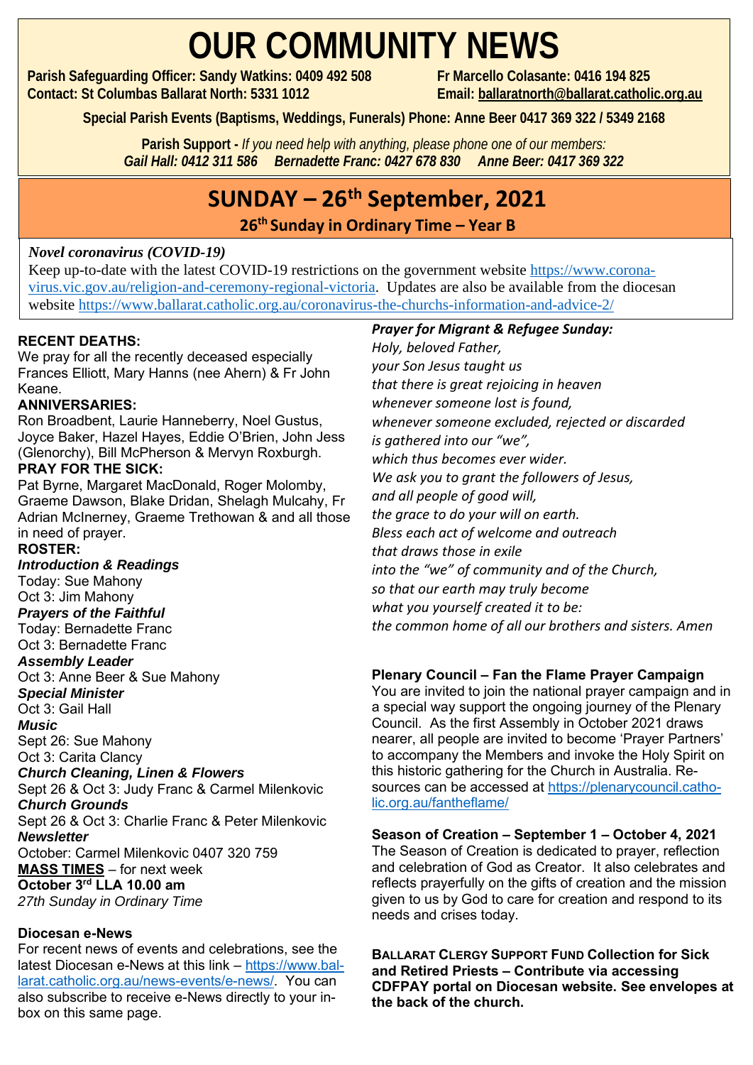# OUR COMMUNITY NEWS

**Parish Safeguarding Officer: Sandy Watkins: 0409 492 508** **Fr Marcello Colasante: 0416 194 825**
**Contact: St Columbas Ballarat North: 5331 1012** **Email: ballaratnorth@ballarat.catholic.org.au**

**Special Parish Events (Baptisms, Weddings, Funerals) Phone: Anne Beer 0417 369 322 / 5349 2168**

**Parish Support -** *If you need help with anything, please phone one of our members:*
***Gail Hall: 0412 311 586 Bernadette Franc: 0427 678 830 Anne Beer: 0417 369 322***

## SUNDAY – 26th September, 2021

### 26th Sunday in Ordinary Time – Year B

***Novel coronavirus (COVID-19)***
Keep up-to-date with the latest COVID-19 restrictions on the government website https://www.corona-virus.vic.gov.au/religion-and-ceremony-regional-victoria. Updates are also be available from the diocesan website https://www.ballarat.catholic.org.au/coronavirus-the-churchs-information-and-advice-2/

**RECENT DEATHS:**
We pray for all the recently deceased especially Frances Elliott, Mary Hanns (nee Ahern) & Fr John Keane.

**ANNIVERSARIES:**
Ron Broadbent, Laurie Hanneberry, Noel Gustus, Joyce Baker, Hazel Hayes, Eddie O'Brien, John Jess (Glenorchy), Bill McPherson & Mervyn Roxburgh.

**PRAY FOR THE SICK:**
Pat Byrne, Margaret MacDonald, Roger Molomby, Graeme Dawson, Blake Dridan, Shelagh Mulcahy, Fr Adrian McInerney, Graeme Trethowan & and all those in need of prayer.

**ROSTER:**

***Introduction & Readings***
Today: Sue Mahony
Oct 3: Jim Mahony

***Prayers of the Faithful***
Today: Bernadette Franc
Oct 3: Bernadette Franc

***Assembly Leader***
Oct 3: Anne Beer & Sue Mahony

***Special Minister***
Oct 3: Gail Hall

***Music***
Sept 26: Sue Mahony
Oct 3: Carita Clancy

***Church Cleaning, Linen & Flowers***
Sept 26 & Oct 3: Judy Franc & Carmel Milenkovic

***Church Grounds***
Sept 26 & Oct 3: Charlie Franc & Peter Milenkovic

***Newsletter***
October: Carmel Milenkovic 0407 320 759

**MASS TIMES** – for next week
**October 3rd LLA 10.00 am**
*27th Sunday in Ordinary Time*

**Diocesan e-News**
For recent news of events and celebrations, see the latest Diocesan e-News at this link – https://www.ballarat.catholic.org.au/news-events/e-news/. You can also subscribe to receive e-News directly to your inbox on this same page.

***Prayer for Migrant & Refugee Sunday:***
*Holy, beloved Father,*
*your Son Jesus taught us*
*that there is great rejoicing in heaven*
*whenever someone lost is found,*
*whenever someone excluded, rejected or discarded*
*is gathered into our "we",*
*which thus becomes ever wider.*
*We ask you to grant the followers of Jesus,*
*and all people of good will,*
*the grace to do your will on earth.*
*Bless each act of welcome and outreach*
*that draws those in exile*
*into the "we" of community and of the Church,*
*so that our earth may truly become*
*what you yourself created it to be:*
*the common home of all our brothers and sisters. Amen*

**Plenary Council – Fan the Flame Prayer Campaign**
You are invited to join the national prayer campaign and in a special way support the ongoing journey of the Plenary Council. As the first Assembly in October 2021 draws nearer, all people are invited to become 'Prayer Partners' to accompany the Members and invoke the Holy Spirit on this historic gathering for the Church in Australia. Resources can be accessed at https://plenarycouncil.catholic.org.au/fantheflame/

**Season of Creation – September 1 – October 4, 2021**
The Season of Creation is dedicated to prayer, reflection and celebration of God as Creator. It also celebrates and reflects prayerfully on the gifts of creation and the mission given to us by God to care for creation and respond to its needs and crises today.

**BALLARAT CLERGY SUPPORT FUND Collection for Sick and Retired Priests – Contribute via accessing CDFPAY portal on Diocesan website. See envelopes at the back of the church.**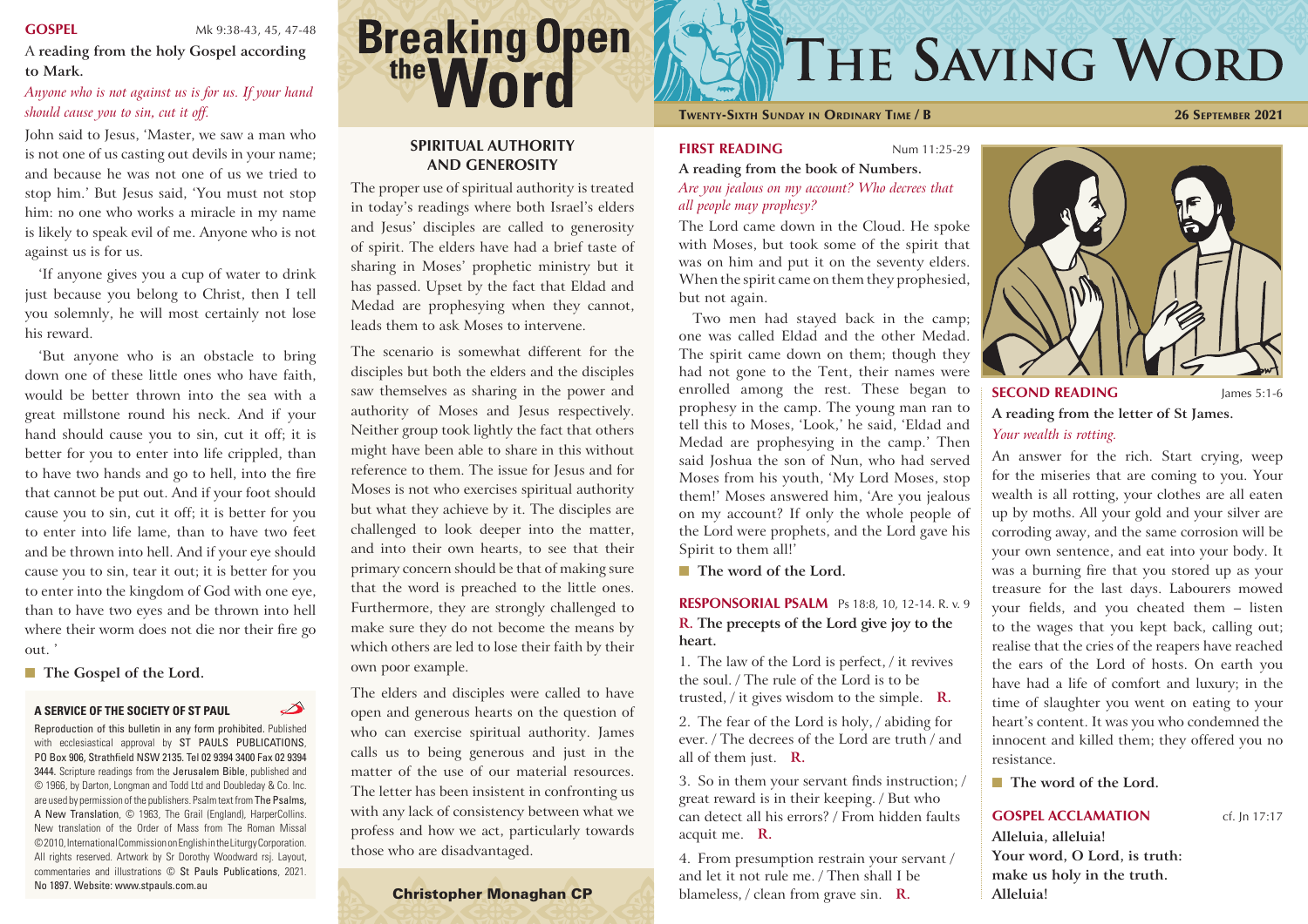## GOSPEL

Mk 9:38-43, 45, 47-48

A **reading from the holy Gospel according to Mark.**

*Anyone who is not against us is for us. If your hand should cause you to sin, cut it off.*

John said to Jesus, 'Master, we saw a man who is not one of us casting out devils in your name; and because he was not one of us we tried to stop him.' But Jesus said, 'You must not stop him: no one who works a miracle in my name is likely to speak evil of me. Anyone who is not against us is for us.

'If anyone gives you a cup of water to drink just because you belong to Christ, then I tell you solemnly, he will most certainly not lose his reward.

'But anyone who is an obstacle to bring down one of these little ones who have faith, would be better thrown into the sea with a great millstone round his neck. And if your hand should cause you to sin, cut it off; it is better for you to enter into life crippled, than to have two hands and go to hell, into the fire that cannot be put out. And if your foot should cause you to sin, cut it off; it is better for you to enter into life lame, than to have two feet and be thrown into hell. And if your eye should cause you to sin, tear it out; it is better for you to enter into the kingdom of God with one eye, than to have two eyes and be thrown into hell where their worm does not die nor their fire go out. '

■ **The Gospel of the Lord.**

**A SERVICE OF THE SOCIETY OF ST PAUL**

Reproduction of this bulletin in any form prohibited. Published with ecclesiastical approval by ST PAULS PUBLICATIONS, PO Box 906, Strathfield NSW 2135. Tel 02 9394 3400 Fax 02 9394 3444. Scripture readings from the Jerusalem Bible, published and © 1966, by Darton, Longman and Todd Ltd and Doubleday & Co. Inc. are used by permission of the publishers. Psalm text from The Psalms, A New Translation, © 1963, The Grail (England), HarperCollins. New translation of the Order of Mass from The Roman Missal ©2010, International Commission on English in the Liturgy Corporation. All rights reserved. Artwork by Sr Dorothy Woodward rsj. Layout, commentaries and illustrations © St Pauls Publications, 2021. No 1897. Website: www.stpauls.com.au

# Breaking Open the Word

## SPIRITUAL AUTHORITY AND GENEROSITY

The proper use of spiritual authority is treated in today's readings where both Israel's elders and Jesus' disciples are called to generosity of spirit. The elders have had a brief taste of sharing in Moses' prophetic ministry but it has passed. Upset by the fact that Eldad and Medad are prophesying when they cannot, leads them to ask Moses to intervene.

The scenario is somewhat different for the disciples but both the elders and the disciples saw themselves as sharing in the power and authority of Moses and Jesus respectively. Neither group took lightly the fact that others might have been able to share in this without reference to them. The issue for Jesus and for Moses is not who exercises spiritual authority but what they achieve by it. The disciples are challenged to look deeper into the matter, and into their own hearts, to see that their primary concern should be that of making sure that the word is preached to the little ones. Furthermore, they are strongly challenged to make sure they do not become the means by which others are led to lose their faith by their own poor example.

The elders and disciples were called to have open and generous hearts on the question of who can exercise spiritual authority. James calls us to being generous and just in the matter of the use of our material resources. The letter has been insistent in confronting us with any lack of consistency between what we profess and how we act, particularly towards those who are disadvantaged.

**Christopher Monaghan CP**

# The Saving Word

**Twenty-Sixth Sunday in Ordinary Time / B** — **26 September 2021**

## FIRST READING

Num 11:25-29

**A reading from the book of Numbers.**

*Are you jealous on my account? Who decrees that all people may prophesy?*

The Lord came down in the Cloud. He spoke with Moses, but took some of the spirit that was on him and put it on the seventy elders. When the spirit came on them they prophesied, but not again.

Two men had stayed back in the camp; one was called Eldad and the other Medad. The spirit came down on them; though they had not gone to the Tent, their names were enrolled among the rest. These began to prophesy in the camp. The young man ran to tell this to Moses, 'Look,' he said, 'Eldad and Medad are prophesying in the camp.' Then said Joshua the son of Nun, who had served Moses from his youth, 'My Lord Moses, stop them!' Moses answered him, 'Are you jealous on my account? If only the whole people of the Lord were prophets, and the Lord gave his Spirit to them all!'

■ **The word of the Lord.**

## RESPONSORIAL PSALM

Ps 18:8, 10, 12-14. R. v. 9

**R. The precepts of the Lord give joy to the heart.**

1. The law of the Lord is perfect, / it revives the soul. / The rule of the Lord is to be trusted, / it gives wisdom to the simple. **R.**

2. The fear of the Lord is holy, / abiding for ever. / The decrees of the Lord are truth / and all of them just. **R.**

3. So in them your servant finds instruction; / great reward is in their keeping. / But who can detect all his errors? / From hidden faults acquit me. **R.**

4. From presumption restrain your servant / and let it not rule me. / Then shall I be blameless, / clean from grave sin. **R.**

## SECOND READING

James 5:1-6

**A reading from the letter of St James.**

*Your wealth is rotting.*

An answer for the rich. Start crying, weep for the miseries that are coming to you. Your wealth is all rotting, your clothes are all eaten up by moths. All your gold and your silver are corroding away, and the same corrosion will be your own sentence, and eat into your body. It was a burning fire that you stored up as your treasure for the last days. Labourers mowed your fields, and you cheated them – listen to the wages that you kept back, calling out; realise that the cries of the reapers have reached the ears of the Lord of hosts. On earth you have had a life of comfort and luxury; in the time of slaughter you went on eating to your heart's content. It was you who condemned the innocent and killed them; they offered you no resistance.

■ **The word of the Lord.**

## GOSPEL ACCLAMATION

cf. Jn 17:17

**Alleluia, alleluia!**
**Your word, O Lord, is truth:**
**make us holy in the truth.**
**Alleluia!**